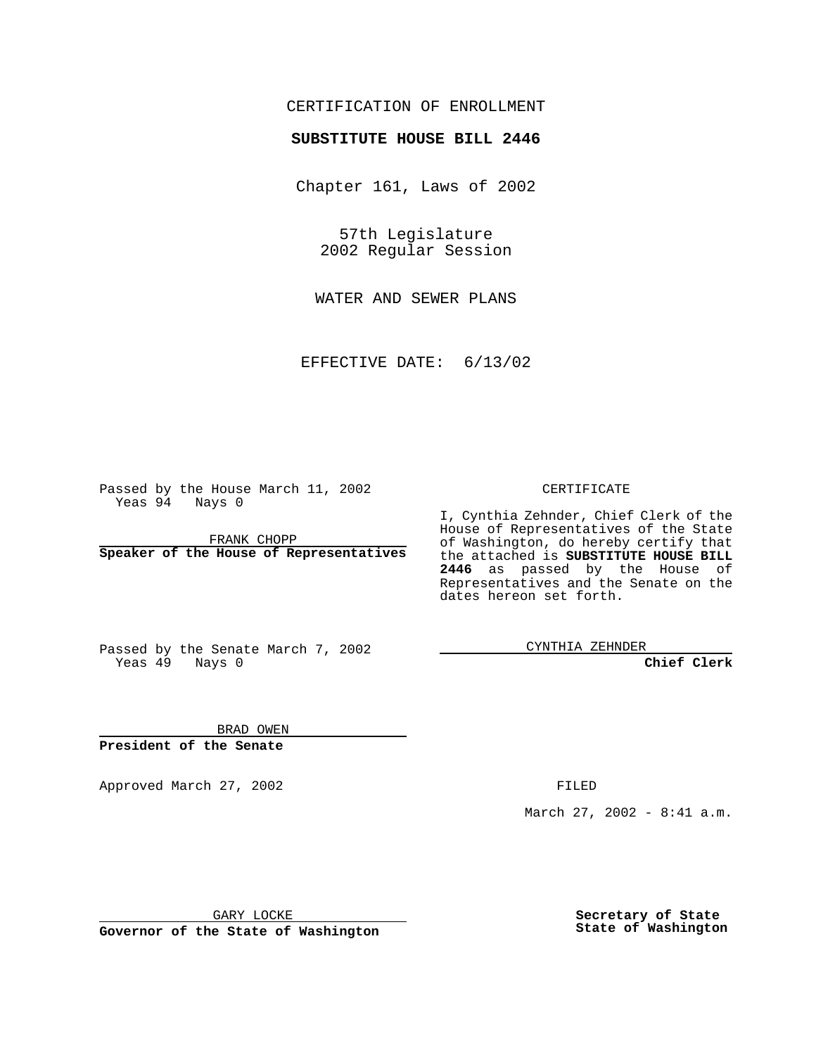CERTIFICATION OF ENROLLMENT

**SUBSTITUTE HOUSE BILL 2446**

Chapter 161, Laws of 2002

57th Legislature
2002 Regular Session

WATER AND SEWER PLANS

EFFECTIVE DATE: 6/13/02

Passed by the House March 11, 2002
Yeas 94 Nays 0

FRANK CHOPP

**Speaker of the House of Representatives**

Passed by the Senate March 7, 2002
Yeas 49 Nays 0

BRAD OWEN

**President of the Senate**

Approved March 27, 2002

GARY LOCKE

**Governor of the State of Washington**

CERTIFICATE

I, Cynthia Zehnder, Chief Clerk of the House of Representatives of the State of Washington, do hereby certify that the attached is **SUBSTITUTE HOUSE BILL 2446** as passed by the House of Representatives and the Senate on the dates hereon set forth.

CYNTHIA ZEHNDER

**Chief Clerk**

FILED

March 27, 2002 - 8:41 a.m.

**Secretary of State**
**State of Washington**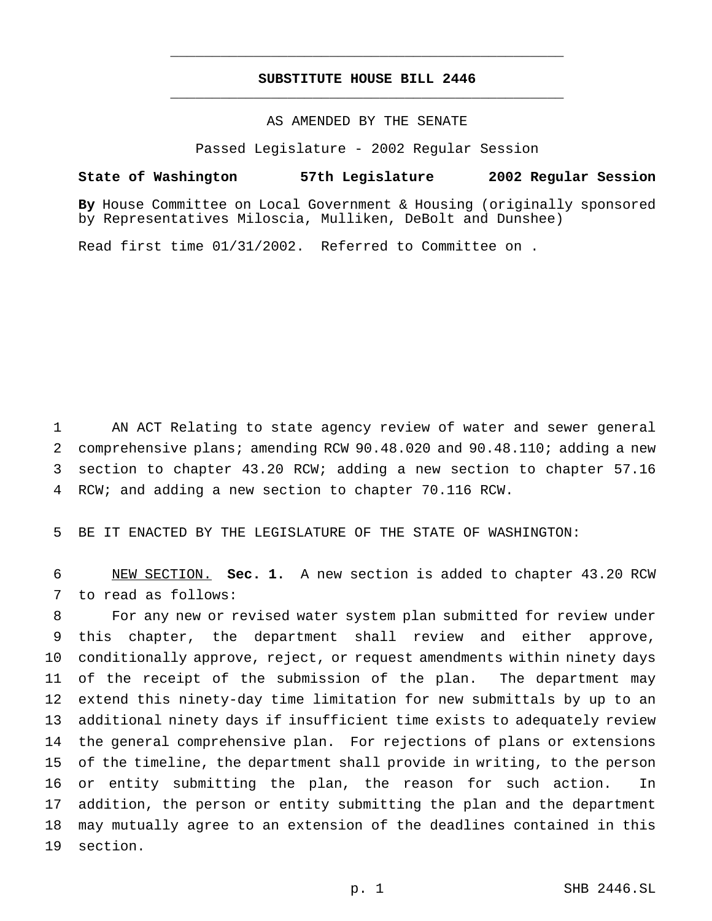# SUBSTITUTE HOUSE BILL 2446

AS AMENDED BY THE SENATE

Passed Legislature - 2002 Regular Session

**State of Washington 57th Legislature 2002 Regular Session**

**By** House Committee on Local Government & Housing (originally sponsored by Representatives Miloscia, Mulliken, DeBolt and Dunshee)

Read first time 01/31/2002. Referred to Committee on .

AN ACT Relating to state agency review of water and sewer general comprehensive plans; amending RCW 90.48.020 and 90.48.110; adding a new section to chapter 43.20 RCW; adding a new section to chapter 57.16 RCW; and adding a new section to chapter 70.116 RCW.

BE IT ENACTED BY THE LEGISLATURE OF THE STATE OF WASHINGTON:

NEW SECTION. **Sec. 1.** A new section is added to chapter 43.20 RCW to read as follows:

For any new or revised water system plan submitted for review under this chapter, the department shall review and either approve, conditionally approve, reject, or request amendments within ninety days of the receipt of the submission of the plan. The department may extend this ninety-day time limitation for new submittals by up to an additional ninety days if insufficient time exists to adequately review the general comprehensive plan. For rejections of plans or extensions of the timeline, the department shall provide in writing, to the person or entity submitting the plan, the reason for such action. In addition, the person or entity submitting the plan and the department may mutually agree to an extension of the deadlines contained in this section.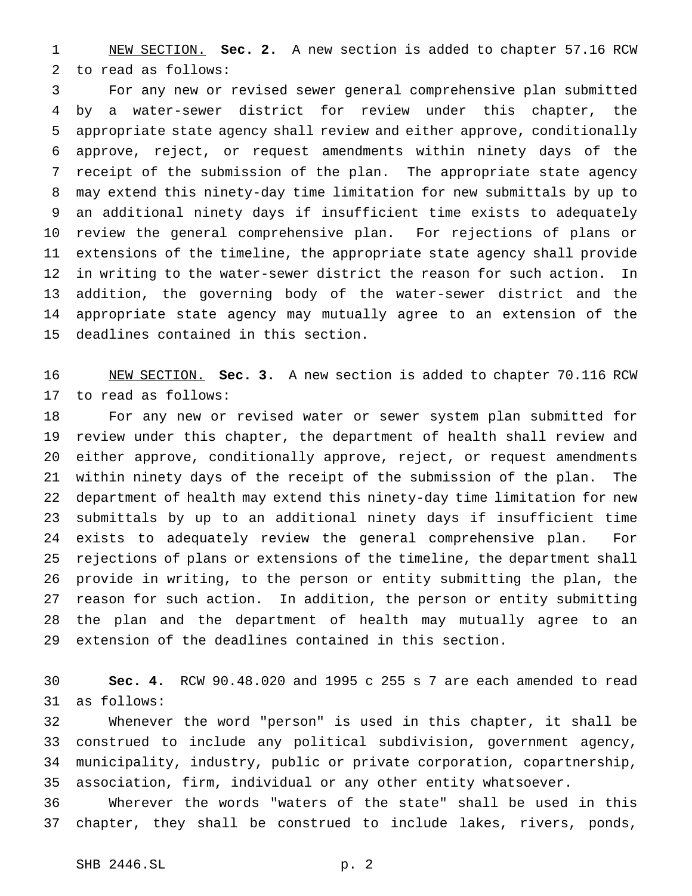<u>NEW SECTION.</u> **Sec. 2.** A new section is added to chapter 57.16 RCW to read as follows:

For any new or revised sewer general comprehensive plan submitted by a water-sewer district for review under this chapter, the appropriate state agency shall review and either approve, conditionally approve, reject, or request amendments within ninety days of the receipt of the submission of the plan. The appropriate state agency may extend this ninety-day time limitation for new submittals by up to an additional ninety days if insufficient time exists to adequately review the general comprehensive plan. For rejections of plans or extensions of the timeline, the appropriate state agency shall provide in writing to the water-sewer district the reason for such action. In addition, the governing body of the water-sewer district and the appropriate state agency may mutually agree to an extension of the deadlines contained in this section.

<u>NEW SECTION.</u> **Sec. 3.** A new section is added to chapter 70.116 RCW to read as follows:

For any new or revised water or sewer system plan submitted for review under this chapter, the department of health shall review and either approve, conditionally approve, reject, or request amendments within ninety days of the receipt of the submission of the plan. The department of health may extend this ninety-day time limitation for new submittals by up to an additional ninety days if insufficient time exists to adequately review the general comprehensive plan. For rejections of plans or extensions of the timeline, the department shall provide in writing, to the person or entity submitting the plan, the reason for such action. In addition, the person or entity submitting the plan and the department of health may mutually agree to an extension of the deadlines contained in this section.

**Sec. 4.** RCW 90.48.020 and 1995 c 255 s 7 are each amended to read as follows:

Whenever the word "person" is used in this chapter, it shall be construed to include any political subdivision, government agency, municipality, industry, public or private corporation, copartnership, association, firm, individual or any other entity whatsoever.

Wherever the words "waters of the state" shall be used in this chapter, they shall be construed to include lakes, rivers, ponds,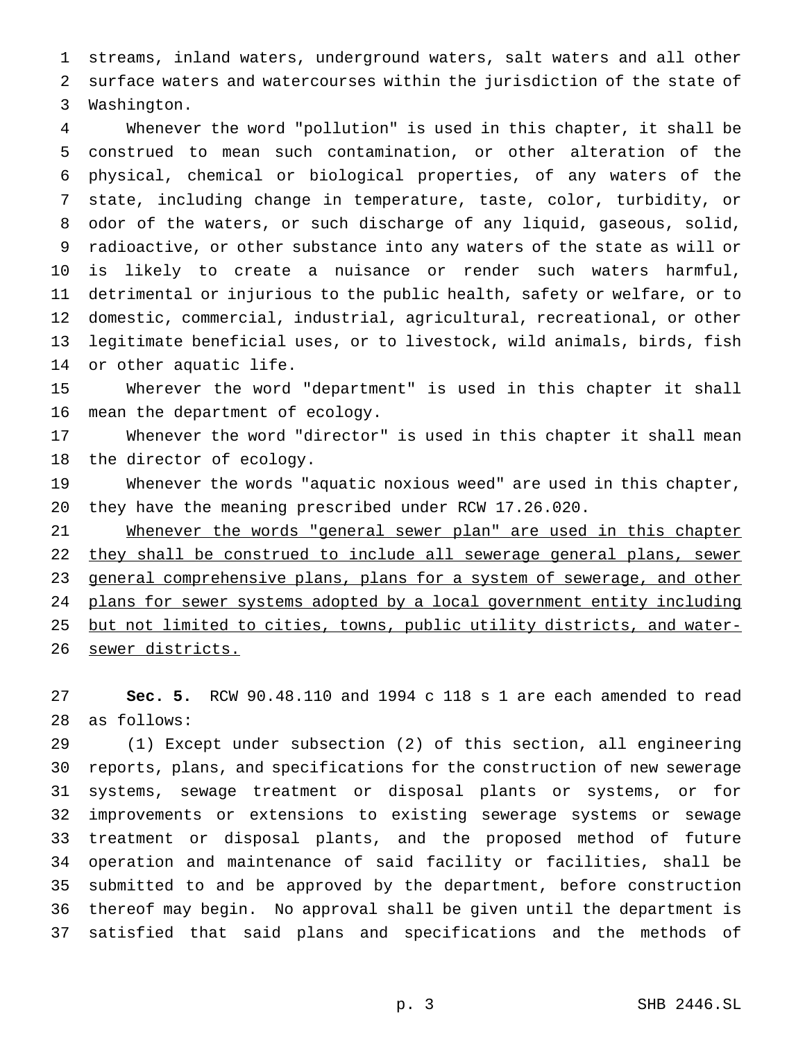streams, inland waters, underground waters, salt waters and all other surface waters and watercourses within the jurisdiction of the state of Washington.

Whenever the word "pollution" is used in this chapter, it shall be construed to mean such contamination, or other alteration of the physical, chemical or biological properties, of any waters of the state, including change in temperature, taste, color, turbidity, or odor of the waters, or such discharge of any liquid, gaseous, solid, radioactive, or other substance into any waters of the state as will or is likely to create a nuisance or render such waters harmful, detrimental or injurious to the public health, safety or welfare, or to domestic, commercial, industrial, agricultural, recreational, or other legitimate beneficial uses, or to livestock, wild animals, birds, fish or other aquatic life.

Wherever the word "department" is used in this chapter it shall mean the department of ecology.

Whenever the word "director" is used in this chapter it shall mean the director of ecology.

Whenever the words "aquatic noxious weed" are used in this chapter, they have the meaning prescribed under RCW 17.26.020.

<u>Whenever the words "general sewer plan" are used in this chapter they shall be construed to include all sewerage general plans, sewer general comprehensive plans, plans for a system of sewerage, and other plans for sewer systems adopted by a local government entity including but not limited to cities, towns, public utility districts, and water-sewer districts.</u>

**Sec. 5.** RCW 90.48.110 and 1994 c 118 s 1 are each amended to read as follows:

(1) Except under subsection (2) of this section, all engineering reports, plans, and specifications for the construction of new sewerage systems, sewage treatment or disposal plants or systems, or for improvements or extensions to existing sewerage systems or sewage treatment or disposal plants, and the proposed method of future operation and maintenance of said facility or facilities, shall be submitted to and be approved by the department, before construction thereof may begin. No approval shall be given until the department is satisfied that said plans and specifications and the methods of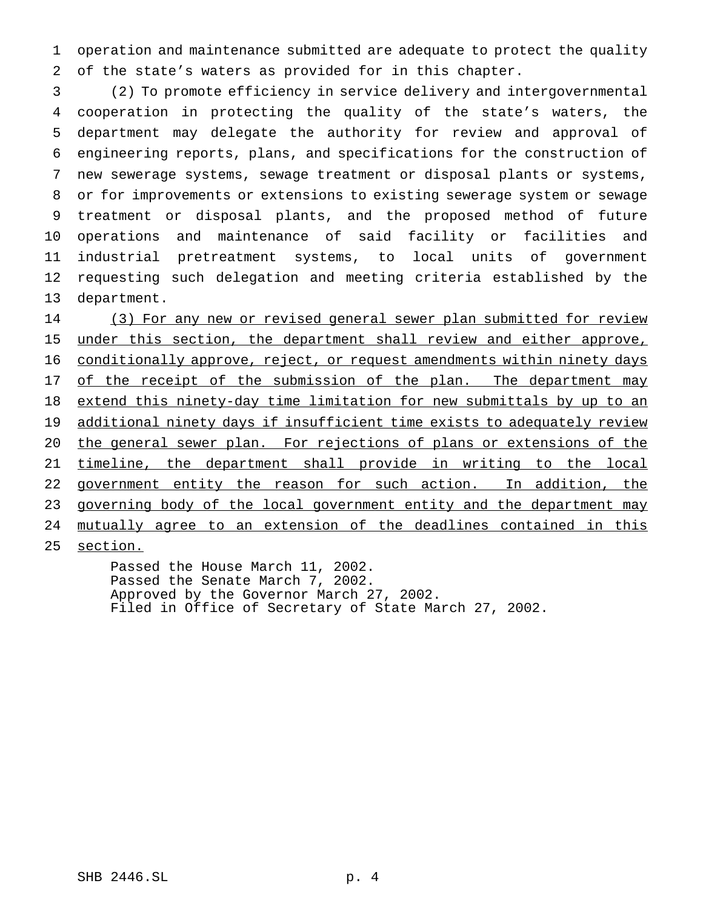operation and maintenance submitted are adequate to protect the quality of the state's waters as provided for in this chapter.

(2) To promote efficiency in service delivery and intergovernmental cooperation in protecting the quality of the state's waters, the department may delegate the authority for review and approval of engineering reports, plans, and specifications for the construction of new sewerage systems, sewage treatment or disposal plants or systems, or for improvements or extensions to existing sewerage system or sewage treatment or disposal plants, and the proposed method of future operations and maintenance of said facility or facilities and industrial pretreatment systems, to local units of government requesting such delegation and meeting criteria established by the department.

<u>(3) For any new or revised general sewer plan submitted for review under this section, the department shall review and either approve, conditionally approve, reject, or request amendments within ninety days of the receipt of the submission of the plan. The department may extend this ninety-day time limitation for new submittals by up to an additional ninety days if insufficient time exists to adequately review the general sewer plan. For rejections of plans or extensions of the timeline, the department shall provide in writing to the local government entity the reason for such action. In addition, the governing body of the local government entity and the department may mutually agree to an extension of the deadlines contained in this section.</u>

Passed the House March 11, 2002.
Passed the Senate March 7, 2002.
Approved by the Governor March 27, 2002.
Filed in Office of Secretary of State March 27, 2002.